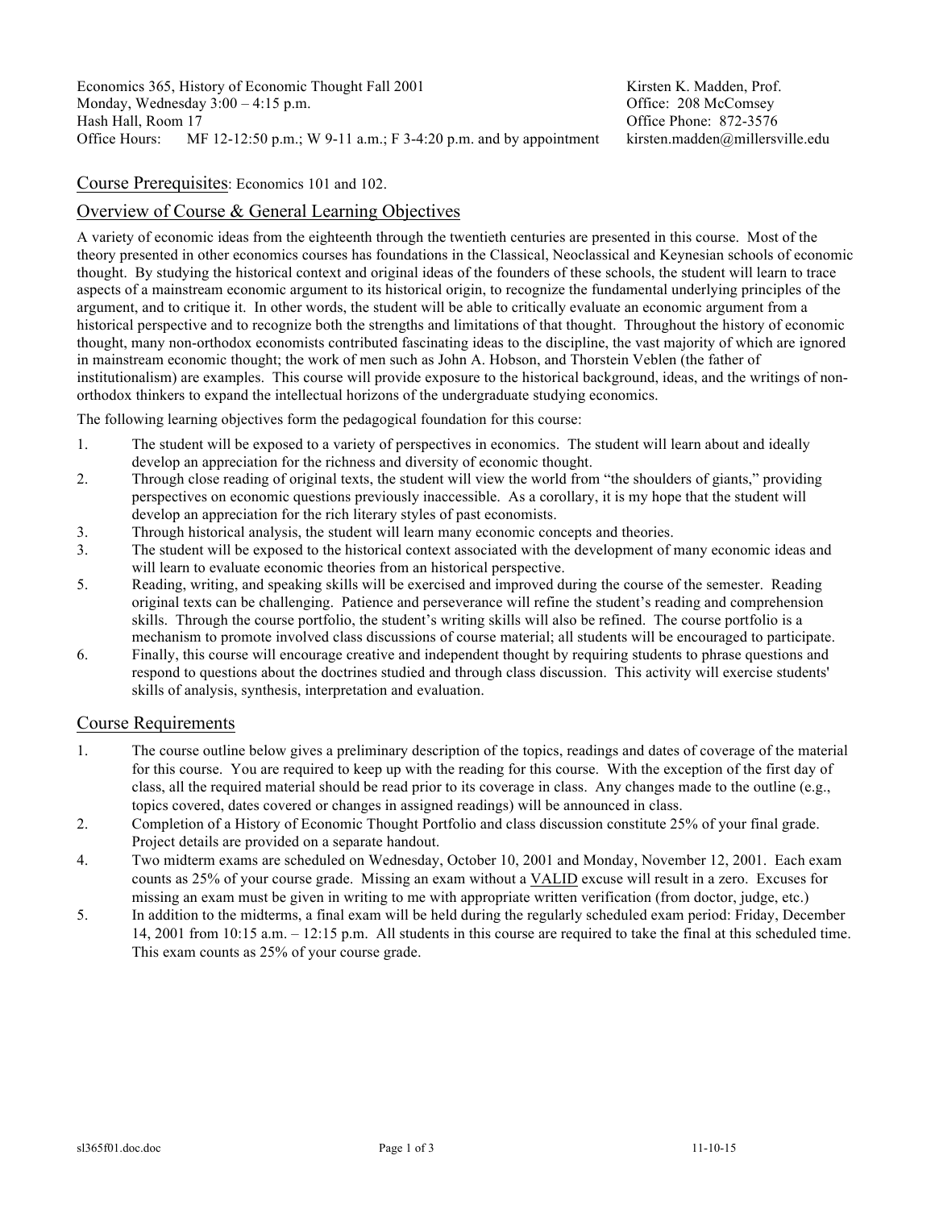Economics 365, History of Economic Thought Fall 2001
Monday, Wednesday 3:00 – 4:15 p.m.
Hash Hall, Room 17
Office Hours: MF 12-12:50 p.m.; W 9-11 a.m.; F 3-4:20 p.m. and by appointment

Kirsten K. Madden, Prof.
Office: 208 McComsey
Office Phone: 872-3576
kirsten.madden@millersville.edu

## Course Prerequisites: Economics 101 and 102.

## Overview of Course & General Learning Objectives

A variety of economic ideas from the eighteenth through the twentieth centuries are presented in this course. Most of the theory presented in other economics courses has foundations in the Classical, Neoclassical and Keynesian schools of economic thought. By studying the historical context and original ideas of the founders of these schools, the student will learn to trace aspects of a mainstream economic argument to its historical origin, to recognize the fundamental underlying principles of the argument, and to critique it. In other words, the student will be able to critically evaluate an economic argument from a historical perspective and to recognize both the strengths and limitations of that thought. Throughout the history of economic thought, many non-orthodox economists contributed fascinating ideas to the discipline, the vast majority of which are ignored in mainstream economic thought; the work of men such as John A. Hobson, and Thorstein Veblen (the father of institutionalism) are examples. This course will provide exposure to the historical background, ideas, and the writings of non-orthodox thinkers to expand the intellectual horizons of the undergraduate studying economics.

The following learning objectives form the pedagogical foundation for this course:

1. The student will be exposed to a variety of perspectives in economics. The student will learn about and ideally develop an appreciation for the richness and diversity of economic thought.
2. Through close reading of original texts, the student will view the world from "the shoulders of giants," providing perspectives on economic questions previously inaccessible. As a corollary, it is my hope that the student will develop an appreciation for the rich literary styles of past economists.
3. Through historical analysis, the student will learn many economic concepts and theories.
3. The student will be exposed to the historical context associated with the development of many economic ideas and will learn to evaluate economic theories from an historical perspective.
5. Reading, writing, and speaking skills will be exercised and improved during the course of the semester. Reading original texts can be challenging. Patience and perseverance will refine the student's reading and comprehension skills. Through the course portfolio, the student's writing skills will also be refined. The course portfolio is a mechanism to promote involved class discussions of course material; all students will be encouraged to participate.
6. Finally, this course will encourage creative and independent thought by requiring students to phrase questions and respond to questions about the doctrines studied and through class discussion. This activity will exercise students' skills of analysis, synthesis, interpretation and evaluation.

## Course Requirements

1. The course outline below gives a preliminary description of the topics, readings and dates of coverage of the material for this course. You are required to keep up with the reading for this course. With the exception of the first day of class, all the required material should be read prior to its coverage in class. Any changes made to the outline (e.g., topics covered, dates covered or changes in assigned readings) will be announced in class.
2. Completion of a History of Economic Thought Portfolio and class discussion constitute 25% of your final grade. Project details are provided on a separate handout.
4. Two midterm exams are scheduled on Wednesday, October 10, 2001 and Monday, November 12, 2001. Each exam counts as 25% of your course grade. Missing an exam without a VALID excuse will result in a zero. Excuses for missing an exam must be given in writing to me with appropriate written verification (from doctor, judge, etc.)
5. In addition to the midterms, a final exam will be held during the regularly scheduled exam period: Friday, December 14, 2001 from 10:15 a.m. – 12:15 p.m. All students in this course are required to take the final at this scheduled time. This exam counts as 25% of your course grade.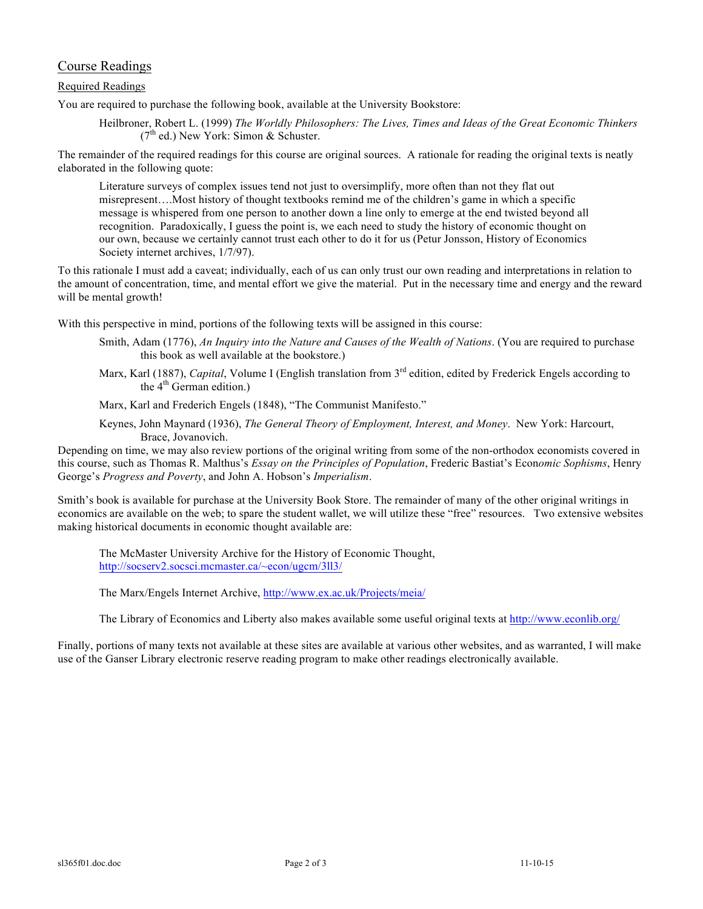## Course Readings

### Required Readings

You are required to purchase the following book, available at the University Bookstore:

> Heilbroner, Robert L. (1999) *The Worldly Philosophers: The Lives, Times and Ideas of the Great Economic Thinkers* (7th ed.) New York: Simon & Schuster.

The remainder of the required readings for this course are original sources. A rationale for reading the original texts is neatly elaborated in the following quote:

> Literature surveys of complex issues tend not just to oversimplify, more often than not they flat out misrepresent….Most history of thought textbooks remind me of the children's game in which a specific message is whispered from one person to another down a line only to emerge at the end twisted beyond all recognition. Paradoxically, I guess the point is, we each need to study the history of economic thought on our own, because we certainly cannot trust each other to do it for us (Petur Jonsson, History of Economics Society internet archives, 1/7/97).

To this rationale I must add a caveat; individually, each of us can only trust our own reading and interpretations in relation to the amount of concentration, time, and mental effort we give the material. Put in the necessary time and energy and the reward will be mental growth!

With this perspective in mind, portions of the following texts will be assigned in this course:

> Smith, Adam (1776), *An Inquiry into the Nature and Causes of the Wealth of Nations*. (You are required to purchase this book as well available at the bookstore.)
>
> Marx, Karl (1887), *Capital*, Volume I (English translation from 3rd edition, edited by Frederick Engels according to the 4th German edition.)
>
> Marx, Karl and Frederich Engels (1848), "The Communist Manifesto."
>
> Keynes, John Maynard (1936), *The General Theory of Employment, Interest, and Money*. New York: Harcourt, Brace, Jovanovich.

Depending on time, we may also review portions of the original writing from some of the non-orthodox economists covered in this course, such as Thomas R. Malthus's *Essay on the Principles of Population*, Frederic Bastiat's *Economic Sophisms*, Henry George's *Progress and Poverty*, and John A. Hobson's *Imperialism*.

Smith's book is available for purchase at the University Book Store. The remainder of many of the other original writings in economics are available on the web; to spare the student wallet, we will utilize these "free" resources. Two extensive websites making historical documents in economic thought available are:

> The McMaster University Archive for the History of Economic Thought, http://socserv2.socsci.mcmaster.ca/~econ/ugcm/3ll3/
>
> The Marx/Engels Internet Archive, http://www.ex.ac.uk/Projects/meia/
>
> The Library of Economics and Liberty also makes available some useful original texts at http://www.econlib.org/

Finally, portions of many texts not available at these sites are available at various other websites, and as warranted, I will make use of the Ganser Library electronic reserve reading program to make other readings electronically available.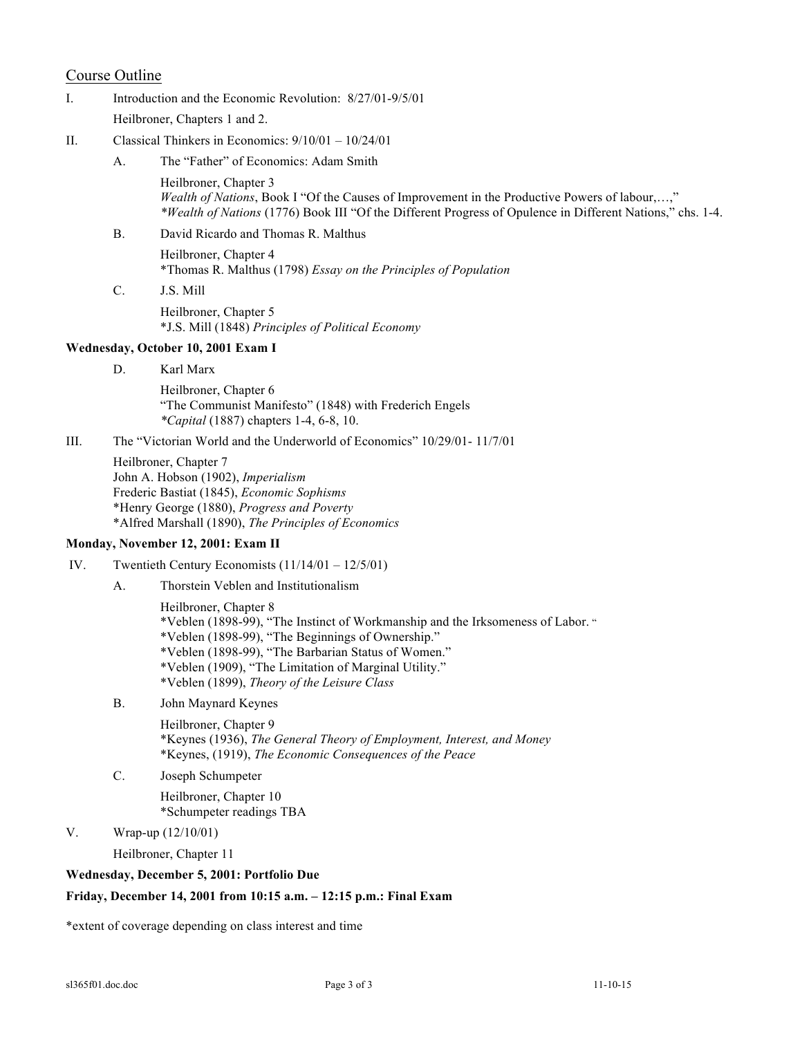## Course Outline

I. Introduction and the Economic Revolution: 8/27/01-9/5/01

Heilbroner, Chapters 1 and 2.

II. Classical Thinkers in Economics: 9/10/01 – 10/24/01

A. The "Father" of Economics: Adam Smith

Heilbroner, Chapter 3
*Wealth of Nations*, Book I "Of the Causes of Improvement in the Productive Powers of labour,…,"
**Wealth of Nations* (1776) Book III "Of the Different Progress of Opulence in Different Nations," chs. 1-4.

B. David Ricardo and Thomas R. Malthus

Heilbroner, Chapter 4
*Thomas R. Malthus (1798) *Essay on the Principles of Population*

C. J.S. Mill

Heilbroner, Chapter 5
*J.S. Mill (1848) *Principles of Political Economy*

**Wednesday, October 10, 2001 Exam I**

D. Karl Marx

Heilbroner, Chapter 6
"The Communist Manifesto" (1848) with Frederich Engels
**Capital* (1887) chapters 1-4, 6-8, 10.

III. The "Victorian World and the Underworld of Economics" 10/29/01- 11/7/01

Heilbroner, Chapter 7
John A. Hobson (1902), *Imperialism*
Frederic Bastiat (1845), *Economic Sophisms*
*Henry George (1880), *Progress and Poverty*
*Alfred Marshall (1890), *The Principles of Economics*

**Monday, November 12, 2001: Exam II**

IV. Twentieth Century Economists (11/14/01 – 12/5/01)

A. Thorstein Veblen and Institutionalism

Heilbroner, Chapter 8
*Veblen (1898-99), "The Instinct of Workmanship and the Irksomeness of Labor. "
*Veblen (1898-99), "The Beginnings of Ownership."
*Veblen (1898-99), "The Barbarian Status of Women."
*Veblen (1909), "The Limitation of Marginal Utility."
*Veblen (1899), *Theory of the Leisure Class*

B. John Maynard Keynes

Heilbroner, Chapter 9
*Keynes (1936), *The General Theory of Employment, Interest, and Money*
*Keynes, (1919), *The Economic Consequences of the Peace*

C. Joseph Schumpeter

Heilbroner, Chapter 10
*Schumpeter readings TBA

V. Wrap-up (12/10/01)

Heilbroner, Chapter 11

**Wednesday, December 5, 2001: Portfolio Due**

**Friday, December 14, 2001 from 10:15 a.m. – 12:15 p.m.: Final Exam**

*extent of coverage depending on class interest and time